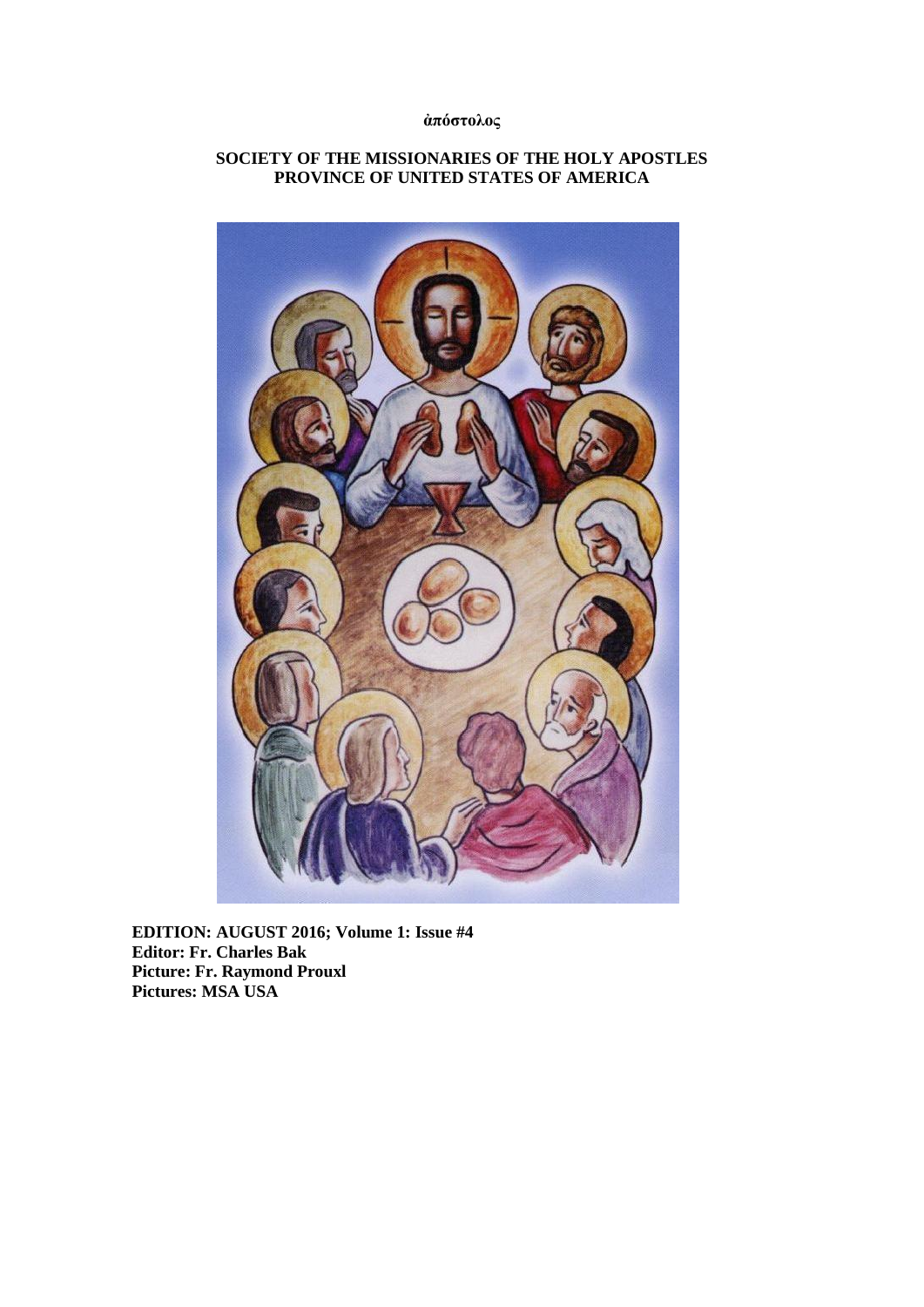**ἀπόστολος**

**SOCIETY OF THE MISSIONARIES OF THE HOLY APOSTLES**
**PROVINCE OF UNITED STATES OF AMERICA**

**EDITION: AUGUST 2016; Volume 1: Issue #4**
**Editor: Fr. Charles Bak**
**Picture: Fr. Raymond Prouxl**
**Pictures: MSA USA**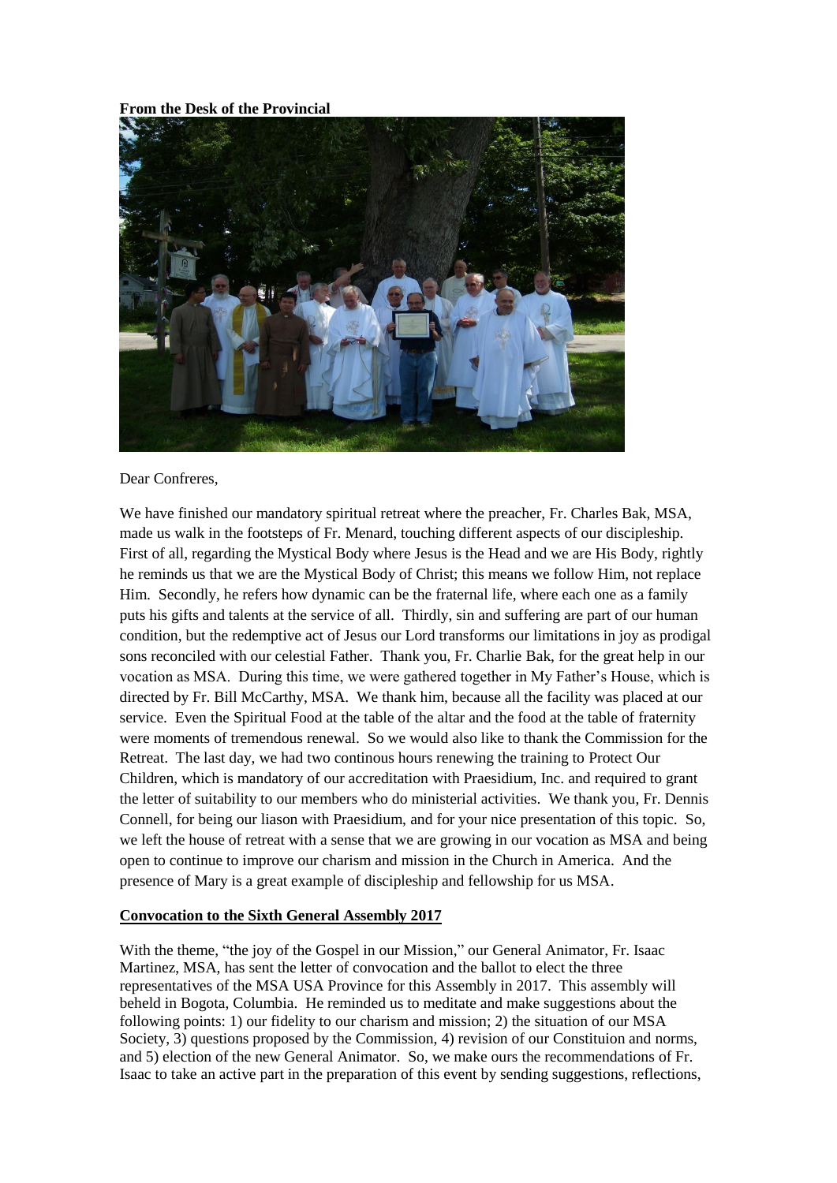**From the Desk of the Provincial**

Dear Confreres,

We have finished our mandatory spiritual retreat where the preacher, Fr. Charles Bak, MSA, made us walk in the footsteps of Fr. Menard, touching different aspects of our discipleship. First of all, regarding the Mystical Body where Jesus is the Head and we are His Body, rightly he reminds us that we are the Mystical Body of Christ; this means we follow Him, not replace Him. Secondly, he refers how dynamic can be the fraternal life, where each one as a family puts his gifts and talents at the service of all. Thirdly, sin and suffering are part of our human condition, but the redemptive act of Jesus our Lord transforms our limitations in joy as prodigal sons reconciled with our celestial Father. Thank you, Fr. Charlie Bak, for the great help in our vocation as MSA. During this time, we were gathered together in My Father's House, which is directed by Fr. Bill McCarthy, MSA. We thank him, because all the facility was placed at our service. Even the Spiritual Food at the table of the altar and the food at the table of fraternity were moments of tremendous renewal. So we would also like to thank the Commission for the Retreat. The last day, we had two continous hours renewing the training to Protect Our Children, which is mandatory of our accreditation with Praesidium, Inc. and required to grant the letter of suitability to our members who do ministerial activities. We thank you, Fr. Dennis Connell, for being our liason with Praesidium, and for your nice presentation of this topic. So, we left the house of retreat with a sense that we are growing in our vocation as MSA and being open to continue to improve our charism and mission in the Church in America. And the presence of Mary is a great example of discipleship and fellowship for us MSA.

**Convocation to the Sixth General Assembly 2017**

With the theme, "the joy of the Gospel in our Mission," our General Animator, Fr. Isaac Martinez, MSA, has sent the letter of convocation and the ballot to elect the three representatives of the MSA USA Province for this Assembly in 2017. This assembly will beheld in Bogota, Columbia. He reminded us to meditate and make suggestions about the following points: 1) our fidelity to our charism and mission; 2) the situation of our MSA Society, 3) questions proposed by the Commission, 4) revision of our Constituion and norms, and 5) election of the new General Animator. So, we make ours the recommendations of Fr. Isaac to take an active part in the preparation of this event by sending suggestions, reflections,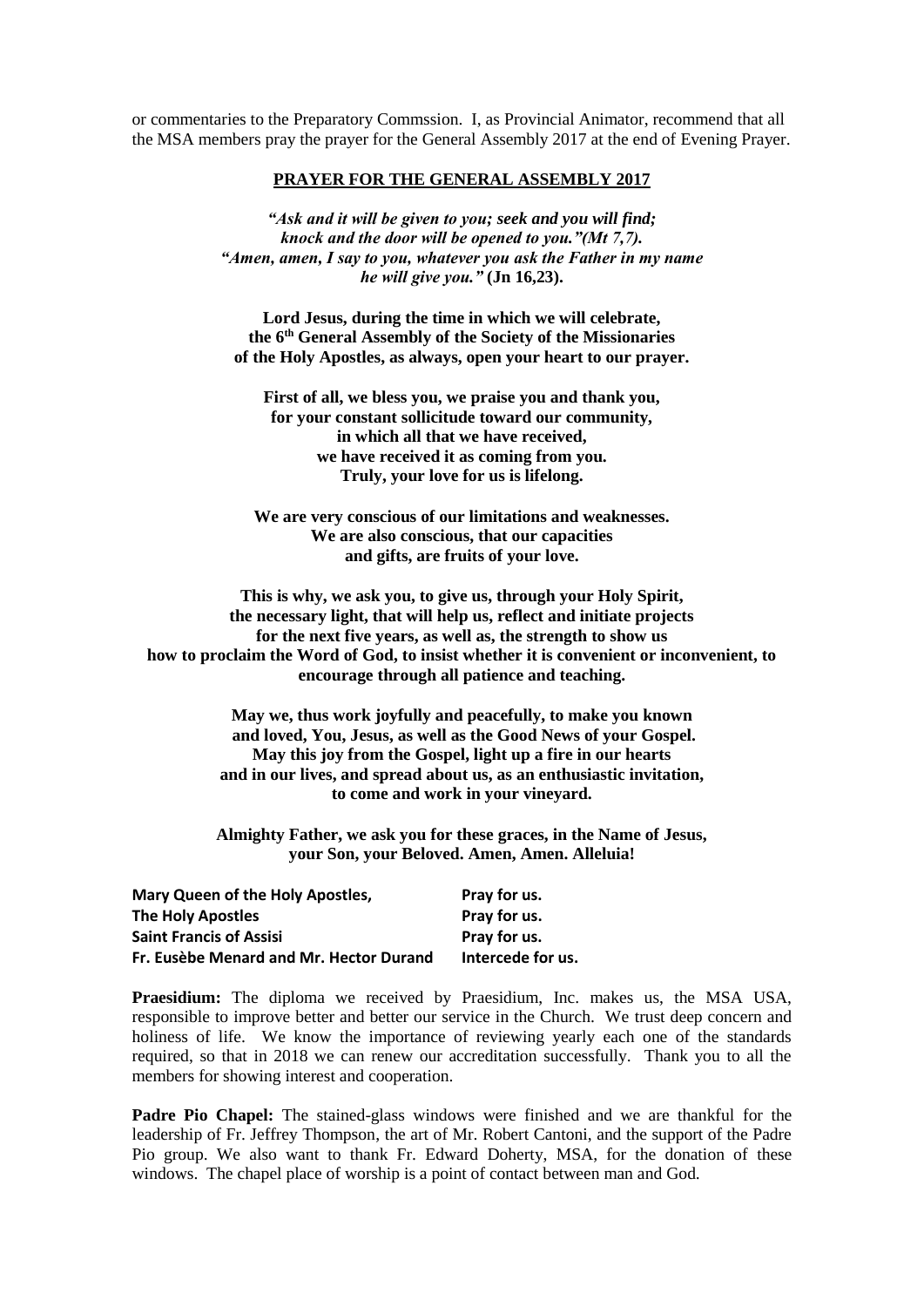or commentaries to the Preparatory Commssion. I, as Provincial Animator, recommend that all the MSA members pray the prayer for the General Assembly 2017 at the end of Evening Prayer.

## PRAYER FOR THE GENERAL ASSEMBLY 2017

***"Ask and it will be given to you; seek and you will find;***  
***knock and the door will be opened to you."(Mt 7,7).***  
***"Amen, amen, I say to you, whatever you ask the Father in my name***  
***he will give you."* (Jn 16,23).**

**Lord Jesus, during the time in which we will celebrate,**  
**the 6th General Assembly of the Society of the Missionaries**  
**of the Holy Apostles, as always, open your heart to our prayer.**

**First of all, we bless you, we praise you and thank you,**  
**for your constant sollicitude toward our community,**  
**in which all that we have received,**  
**we have received it as coming from you.**  
**Truly, your love for us is lifelong.**

**We are very conscious of our limitations and weaknesses.**  
**We are also conscious, that our capacities**  
**and gifts, are fruits of your love.**

**This is why, we ask you, to give us, through your Holy Spirit,**  
**the necessary light, that will help us, reflect and initiate projects**  
**for the next five years, as well as, the strength to show us**  
**how to proclaim the Word of God, to insist whether it is convenient or inconvenient, to encourage through all patience and teaching.**

**May we, thus work joyfully and peacefully, to make you known**  
**and loved, You, Jesus, as well as the Good News of your Gospel.**  
**May this joy from the Gospel, light up a fire in our hearts**  
**and in our lives, and spread about us, as an enthusiastic invitation,**  
**to come and work in your vineyard.**

**Almighty Father, we ask you for these graces, in the Name of Jesus,**  
**your Son, your Beloved. Amen, Amen. Alleluia!**

| | |
|---|---|
| **Mary Queen of the Holy Apostles,** | **Pray for us.** |
| **The Holy Apostles** | **Pray for us.** |
| **Saint Francis of Assisi** | **Pray for us.** |
| **Fr. Eusèbe Menard and Mr. Hector Durand** | **Intercede for us.** |

**Praesidium:** The diploma we received by Praesidium, Inc. makes us, the MSA USA, responsible to improve better and better our service in the Church. We trust deep concern and holiness of life. We know the importance of reviewing yearly each one of the standards required, so that in 2018 we can renew our accreditation successfully. Thank you to all the members for showing interest and cooperation.

**Padre Pio Chapel:** The stained-glass windows were finished and we are thankful for the leadership of Fr. Jeffrey Thompson, the art of Mr. Robert Cantoni, and the support of the Padre Pio group. We also want to thank Fr. Edward Doherty, MSA, for the donation of these windows. The chapel place of worship is a point of contact between man and God.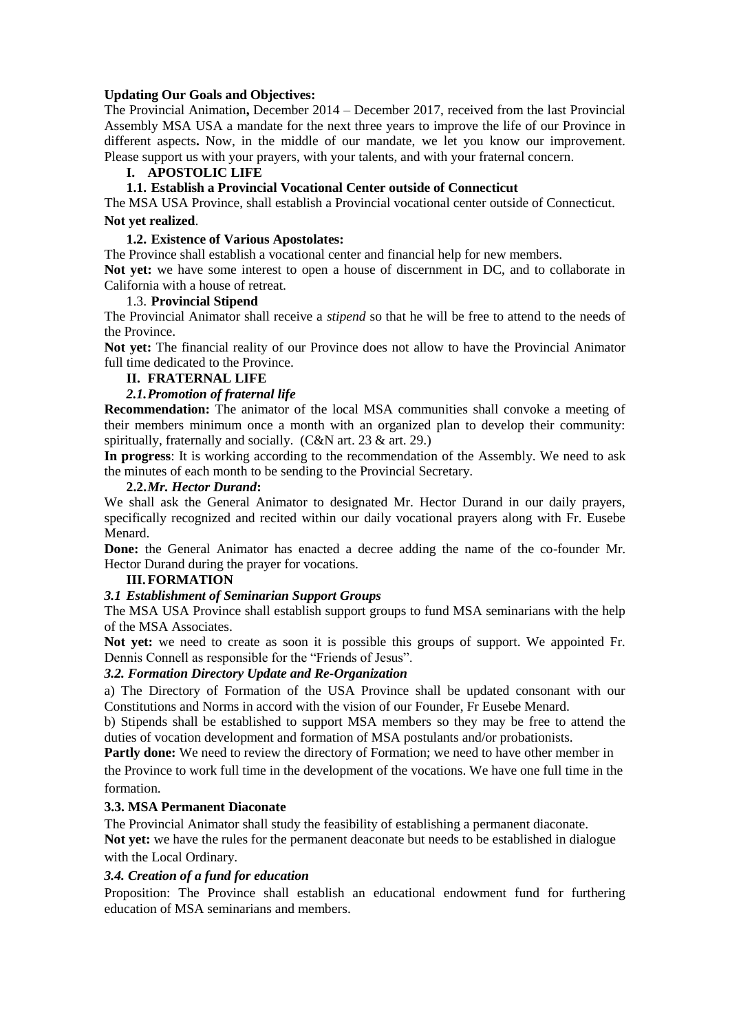**Updating Our Goals and Objectives:**

The Provincial Animation**,** December 2014 – December 2017, received from the last Provincial Assembly MSA USA a mandate for the next three years to improve the life of our Province in different aspects**.** Now, in the middle of our mandate, we let you know our improvement. Please support us with your prayers, with your talents, and with your fraternal concern.

**I. APOSTOLIC LIFE**

**1.1. Establish a Provincial Vocational Center outside of Connecticut**

The MSA USA Province, shall establish a Provincial vocational center outside of Connecticut.

**Not yet realized**.

**1.2. Existence of Various Apostolates:**

The Province shall establish a vocational center and financial help for new members.

**Not yet:** we have some interest to open a house of discernment in DC, and to collaborate in California with a house of retreat.

1.3. **Provincial Stipend**

The Provincial Animator shall receive a *stipend* so that he will be free to attend to the needs of the Province.

**Not yet:** The financial reality of our Province does not allow to have the Provincial Animator full time dedicated to the Province.

**II. FRATERNAL LIFE**

***2.1. Promotion of fraternal life***

**Recommendation:** The animator of the local MSA communities shall convoke a meeting of their members minimum once a month with an organized plan to develop their community: spiritually, fraternally and socially. (C&N art. 23 & art. 29.)

**In progress**: It is working according to the recommendation of the Assembly. We need to ask the minutes of each month to be sending to the Provincial Secretary.

**2.2.** ***Mr. Hector Durand*****:**

We shall ask the General Animator to designated Mr. Hector Durand in our daily prayers, specifically recognized and recited within our daily vocational prayers along with Fr. Eusebe Menard.

**Done:** the General Animator has enacted a decree adding the name of the co-founder Mr. Hector Durand during the prayer for vocations.

**III. FORMATION**

***3.1 Establishment of Seminarian Support Groups***

The MSA USA Province shall establish support groups to fund MSA seminarians with the help of the MSA Associates.

**Not yet:** we need to create as soon it is possible this groups of support. We appointed Fr. Dennis Connell as responsible for the "Friends of Jesus".

***3.2. Formation Directory Update and Re-Organization***

a) The Directory of Formation of the USA Province shall be updated consonant with our Constitutions and Norms in accord with the vision of our Founder, Fr Eusebe Menard.

b) Stipends shall be established to support MSA members so they may be free to attend the duties of vocation development and formation of MSA postulants and/or probationists.

**Partly done:** We need to review the directory of Formation; we need to have other member in the Province to work full time in the development of the vocations. We have one full time in the formation.

**3.3. MSA Permanent Diaconate**

The Provincial Animator shall study the feasibility of establishing a permanent diaconate.

**Not yet:** we have the rules for the permanent deaconate but needs to be established in dialogue with the Local Ordinary.

***3.4. Creation of a fund for education***

Proposition: The Province shall establish an educational endowment fund for furthering education of MSA seminarians and members.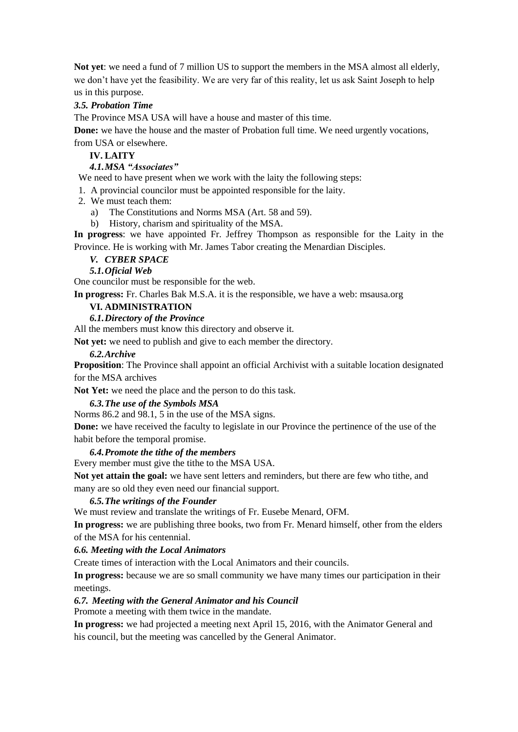**Not yet**: we need a fund of 7 million US to support the members in the MSA almost all elderly, we don't have yet the feasibility. We are very far of this reality, let us ask Saint Joseph to help us in this purpose.

***3.5. Probation Time***

The Province MSA USA will have a house and master of this time.

**Done:** we have the house and the master of Probation full time. We need urgently vocations, from USA or elsewhere.

## IV. LAITY

***4.1. MSA "Associates"***

We need to have present when we work with the laity the following steps:

1. A provincial councilor must be appointed responsible for the laity.
2. We must teach them:
   a) The Constitutions and Norms MSA (Art. 58 and 59).
   b) History, charism and spirituality of the MSA.

**In progress**: we have appointed Fr. Jeffrey Thompson as responsible for the Laity in the Province. He is working with Mr. James Tabor creating the Menardian Disciples.

## *V. CYBER SPACE*

***5.1. Oficial Web***

One councilor must be responsible for the web.

**In progress:** Fr. Charles Bak M.S.A. it is the responsible, we have a web: msausa.org

## VI. ADMINISTRATION

***6.1. Directory of the Province***

All the members must know this directory and observe it.

**Not yet:** we need to publish and give to each member the directory.

***6.2. Archive***

**Proposition**: The Province shall appoint an official Archivist with a suitable location designated for the MSA archives

**Not Yet:** we need the place and the person to do this task.

***6.3. The use of the Symbols MSA***

Norms 86.2 and 98.1, 5 in the use of the MSA signs.

**Done:** we have received the faculty to legislate in our Province the pertinence of the use of the habit before the temporal promise.

***6.4. Promote the tithe of the members***

Every member must give the tithe to the MSA USA.

**Not yet attain the goal:** we have sent letters and reminders, but there are few who tithe, and many are so old they even need our financial support.

***6.5. The writings of the Founder***

We must review and translate the writings of Fr. Eusebe Menard, OFM.

**In progress:** we are publishing three books, two from Fr. Menard himself, other from the elders of the MSA for his centennial.

***6.6. Meeting with the Local Animators***

Create times of interaction with the Local Animators and their councils.

**In progress:** because we are so small community we have many times our participation in their meetings.

***6.7. Meeting with the General Animator and his Council***

Promote a meeting with them twice in the mandate.

**In progress:** we had projected a meeting next April 15, 2016, with the Animator General and his council, but the meeting was cancelled by the General Animator.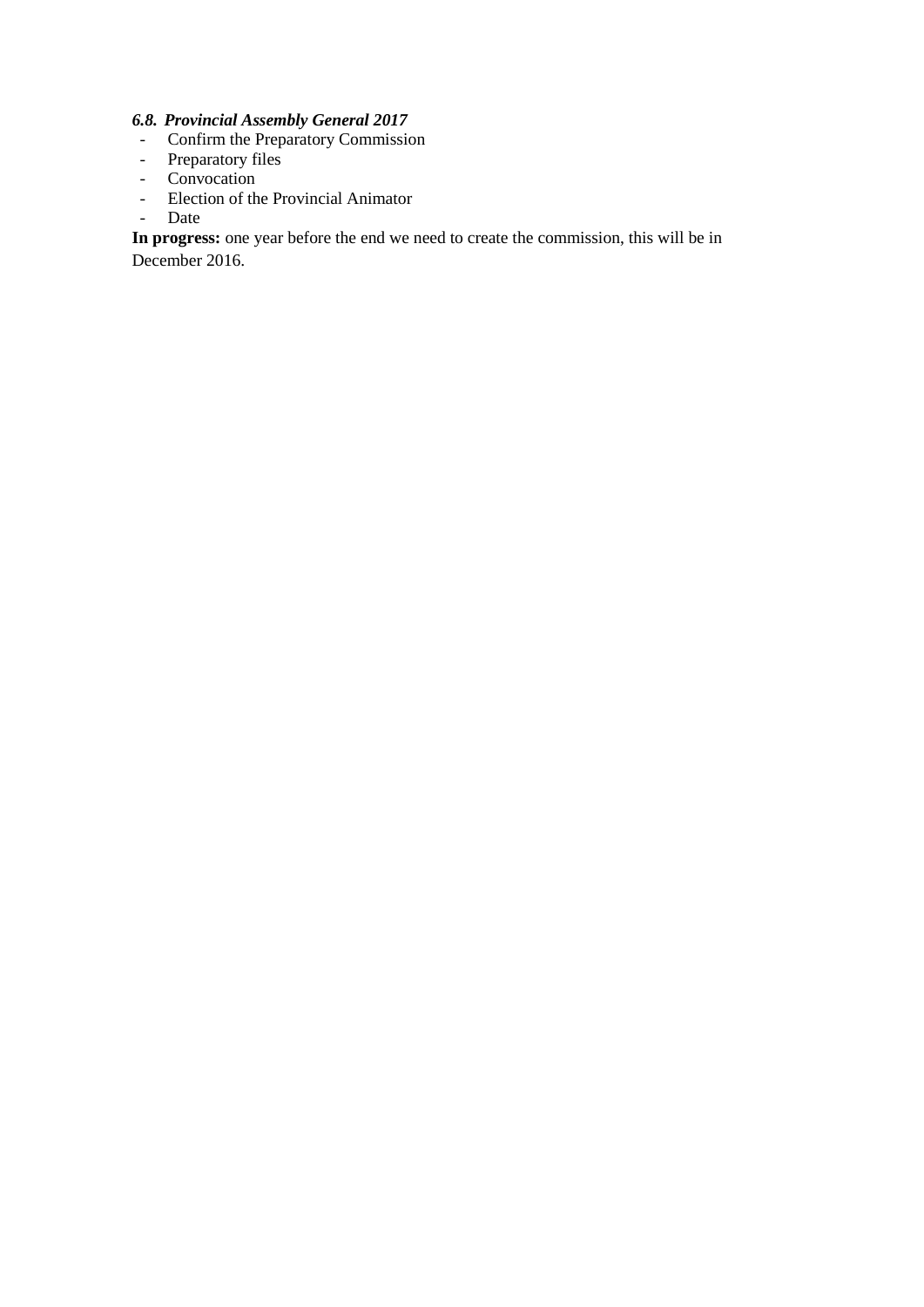### *6.8. Provincial Assembly General 2017*

- Confirm the Preparatory Commission
- Preparatory files
- Convocation
- Election of the Provincial Animator
- Date

**In progress:** one year before the end we need to create the commission, this will be in December 2016.